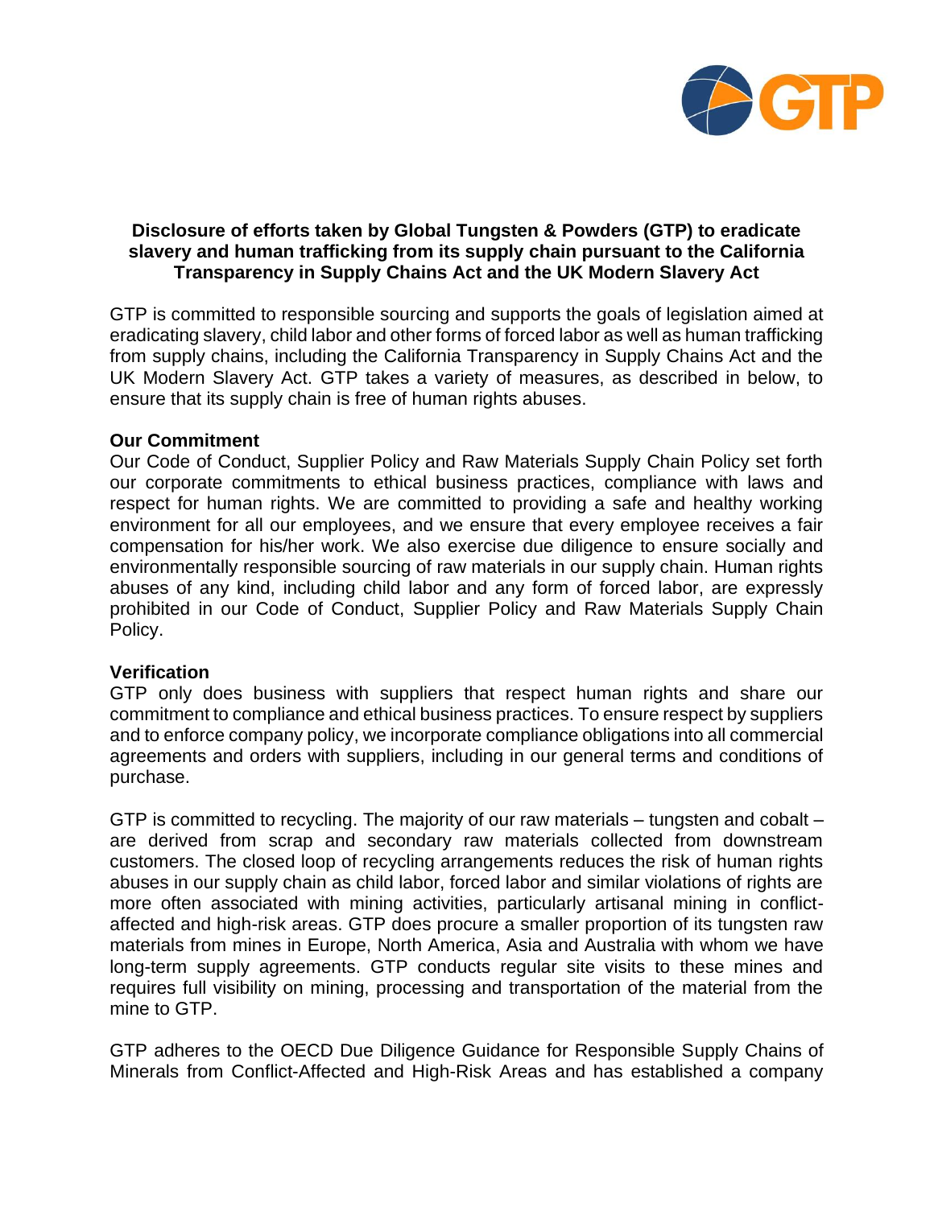**Disclosure of efforts taken by Global Tungsten & Powders (GTP) to eradicate slavery and human trafficking from its supply chain pursuant to the California Transparency in Supply Chains Act and the UK Modern Slavery Act**

GTP is committed to responsible sourcing and supports the goals of legislation aimed at eradicating slavery, child labor and other forms of forced labor as well as human trafficking from supply chains, including the California Transparency in Supply Chains Act and the UK Modern Slavery Act. GTP takes a variety of measures, as described in below, to ensure that its supply chain is free of human rights abuses.

**Our Commitment**

Our Code of Conduct, Supplier Policy and Raw Materials Supply Chain Policy set forth our corporate commitments to ethical business practices, compliance with laws and respect for human rights. We are committed to providing a safe and healthy working environment for all our employees, and we ensure that every employee receives a fair compensation for his/her work. We also exercise due diligence to ensure socially and environmentally responsible sourcing of raw materials in our supply chain. Human rights abuses of any kind, including child labor and any form of forced labor, are expressly prohibited in our Code of Conduct, Supplier Policy and Raw Materials Supply Chain Policy.

**Verification**

GTP only does business with suppliers that respect human rights and share our commitment to compliance and ethical business practices. To ensure respect by suppliers and to enforce company policy, we incorporate compliance obligations into all commercial agreements and orders with suppliers, including in our general terms and conditions of purchase.

GTP is committed to recycling. The majority of our raw materials – tungsten and cobalt – are derived from scrap and secondary raw materials collected from downstream customers. The closed loop of recycling arrangements reduces the risk of human rights abuses in our supply chain as child labor, forced labor and similar violations of rights are more often associated with mining activities, particularly artisanal mining in conflict-affected and high-risk areas. GTP does procure a smaller proportion of its tungsten raw materials from mines in Europe, North America, Asia and Australia with whom we have long-term supply agreements. GTP conducts regular site visits to these mines and requires full visibility on mining, processing and transportation of the material from the mine to GTP.

GTP adheres to the OECD Due Diligence Guidance for Responsible Supply Chains of Minerals from Conflict-Affected and High-Risk Areas and has established a company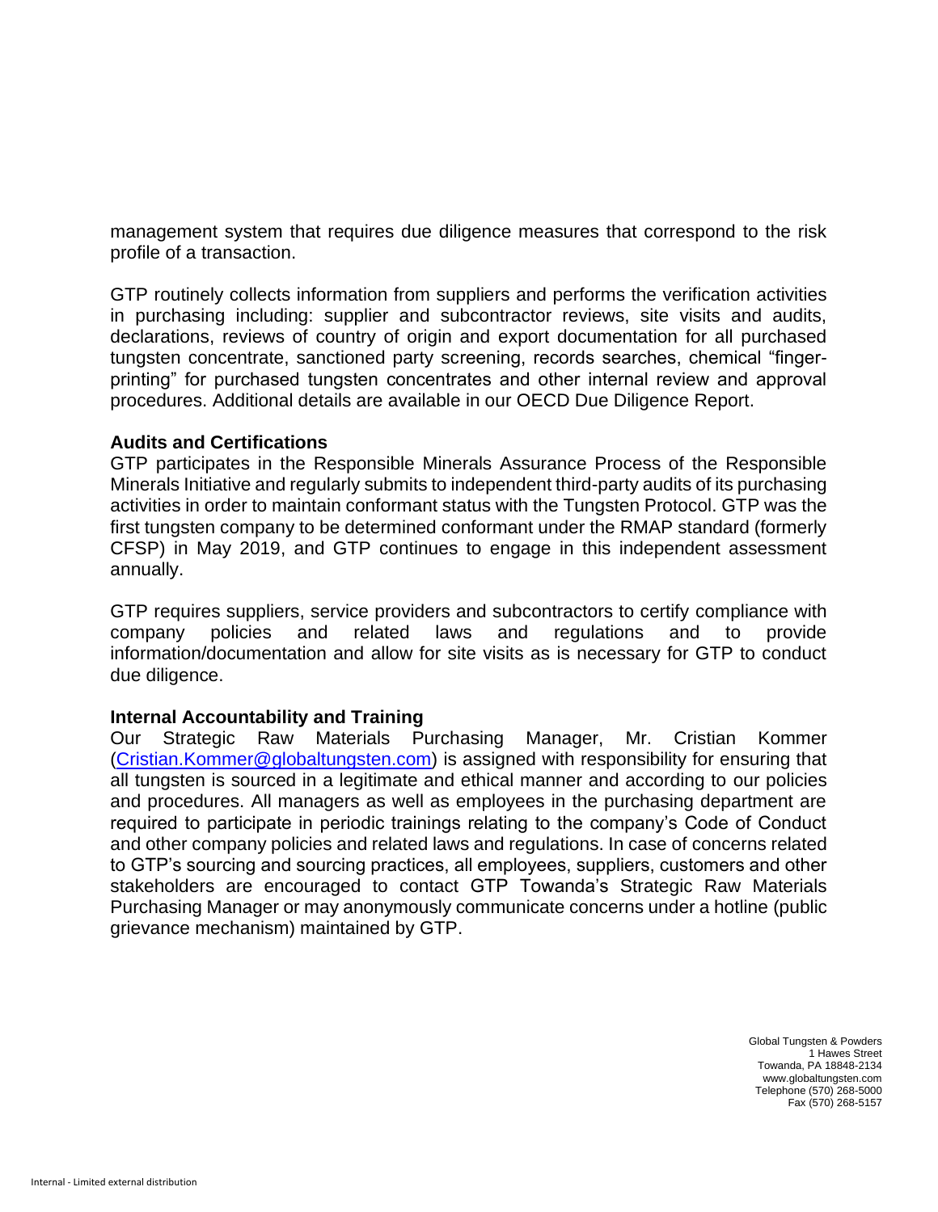management system that requires due diligence measures that correspond to the risk profile of a transaction.

GTP routinely collects information from suppliers and performs the verification activities in purchasing including: supplier and subcontractor reviews, site visits and audits, declarations, reviews of country of origin and export documentation for all purchased tungsten concentrate, sanctioned party screening, records searches, chemical "finger-printing" for purchased tungsten concentrates and other internal review and approval procedures. Additional details are available in our OECD Due Diligence Report.

**Audits and Certifications**

GTP participates in the Responsible Minerals Assurance Process of the Responsible Minerals Initiative and regularly submits to independent third-party audits of its purchasing activities in order to maintain conformant status with the Tungsten Protocol. GTP was the first tungsten company to be determined conformant under the RMAP standard (formerly CFSP) in May 2019, and GTP continues to engage in this independent assessment annually.

GTP requires suppliers, service providers and subcontractors to certify compliance with company policies and related laws and regulations and to provide information/documentation and allow for site visits as is necessary for GTP to conduct due diligence.

**Internal Accountability and Training**

Our Strategic Raw Materials Purchasing Manager, Mr. Cristian Kommer (Cristian.Kommer@globaltungsten.com) is assigned with responsibility for ensuring that all tungsten is sourced in a legitimate and ethical manner and according to our policies and procedures. All managers as well as employees in the purchasing department are required to participate in periodic trainings relating to the company's Code of Conduct and other company policies and related laws and regulations. In case of concerns related to GTP's sourcing and sourcing practices, all employees, suppliers, customers and other stakeholders are encouraged to contact GTP Towanda's Strategic Raw Materials Purchasing Manager or may anonymously communicate concerns under a hotline (public grievance mechanism) maintained by GTP.

Global Tungsten & Powders
1 Hawes Street
Towanda, PA 18848-2134
www.globaltungsten.com
Telephone (570) 268-5000
Fax (570) 268-5157